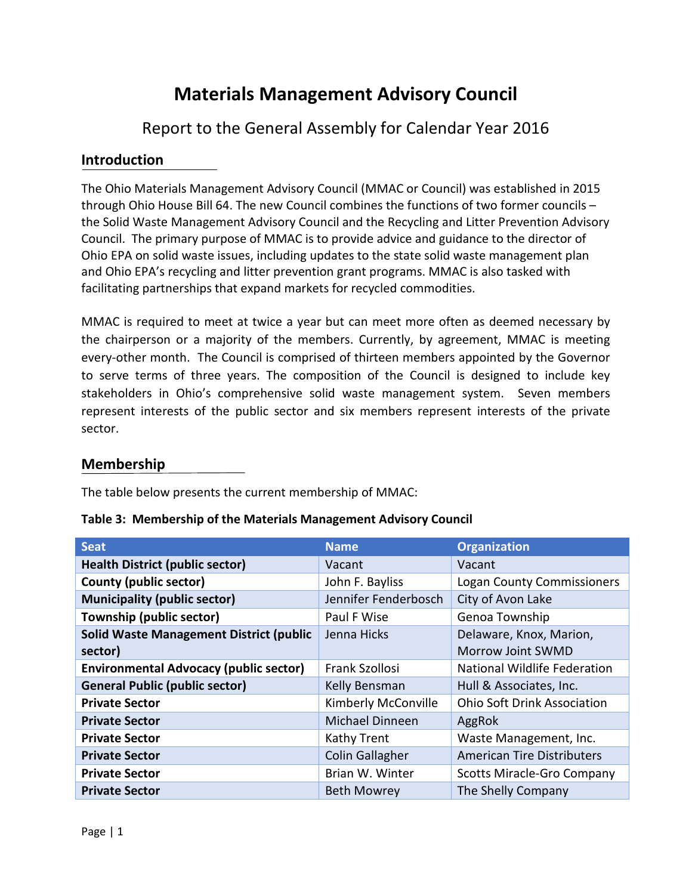# Materials Management Advisory Council

Report to the General Assembly for Calendar Year 2016

## Introduction

The Ohio Materials Management Advisory Council (MMAC or Council) was established in 2015 through Ohio House Bill 64. The new Council combines the functions of two former councils – the Solid Waste Management Advisory Council and the Recycling and Litter Prevention Advisory Council. The primary purpose of MMAC is to provide advice and guidance to the director of Ohio EPA on solid waste issues, including updates to the state solid waste management plan and Ohio EPA's recycling and litter prevention grant programs. MMAC is also tasked with facilitating partnerships that expand markets for recycled commodities.

MMAC is required to meet at twice a year but can meet more often as deemed necessary by the chairperson or a majority of the members. Currently, by agreement, MMAC is meeting every-other month. The Council is comprised of thirteen members appointed by the Governor to serve terms of three years. The composition of the Council is designed to include key stakeholders in Ohio's comprehensive solid waste management system. Seven members represent interests of the public sector and six members represent interests of the private sector.

## Membership

The table below presents the current membership of MMAC:

**Table 3: Membership of the Materials Management Advisory Council**

| Seat | Name | Organization |
|---|---|---|
| **Health District (public sector)** | Vacant | Vacant |
| **County (public sector)** | John F. Bayliss | Logan County Commissioners |
| **Municipality (public sector)** | Jennifer Fenderbosch | City of Avon Lake |
| **Township (public sector)** | Paul F Wise | Genoa Township |
| **Solid Waste Management District (public sector)** | Jenna Hicks | Delaware, Knox, Marion, Morrow Joint SWMD |
| **Environmental Advocacy (public sector)** | Frank Szollosi | National Wildlife Federation |
| **General Public (public sector)** | Kelly Bensman | Hull & Associates, Inc. |
| **Private Sector** | Kimberly McConville | Ohio Soft Drink Association |
| **Private Sector** | Michael Dinneen | AggRok |
| **Private Sector** | Kathy Trent | Waste Management, Inc. |
| **Private Sector** | Colin Gallagher | American Tire Distributers |
| **Private Sector** | Brian W. Winter | Scotts Miracle-Gro Company |
| **Private Sector** | Beth Mowrey | The Shelly Company |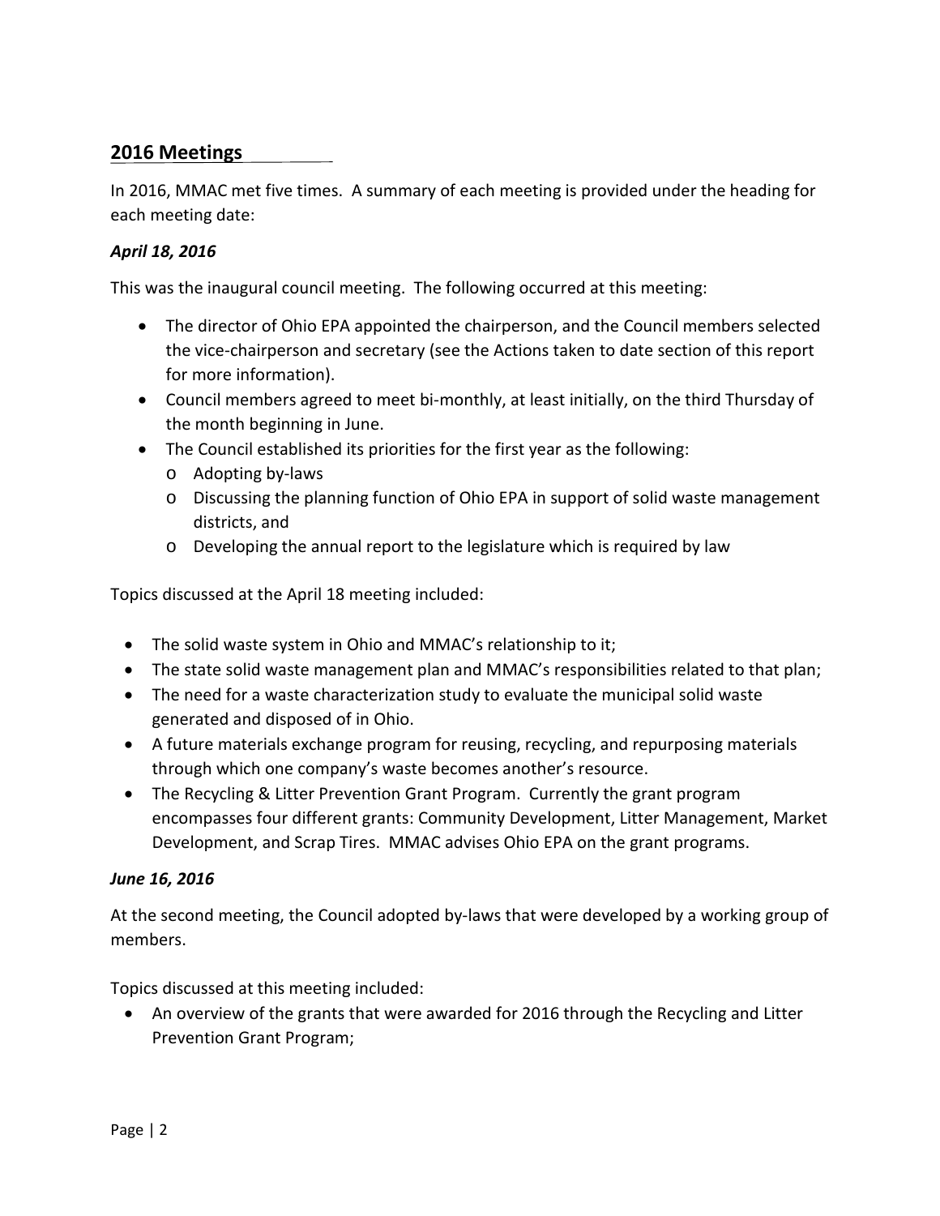## 2016 Meetings

In 2016, MMAC met five times. A summary of each meeting is provided under the heading for each meeting date:

### *April 18, 2016*

This was the inaugural council meeting. The following occurred at this meeting:

- The director of Ohio EPA appointed the chairperson, and the Council members selected the vice-chairperson and secretary (see the Actions taken to date section of this report for more information).
- Council members agreed to meet bi-monthly, at least initially, on the third Thursday of the month beginning in June.
- The Council established its priorities for the first year as the following:
  - Adopting by-laws
  - Discussing the planning function of Ohio EPA in support of solid waste management districts, and
  - Developing the annual report to the legislature which is required by law

Topics discussed at the April 18 meeting included:

- The solid waste system in Ohio and MMAC's relationship to it;
- The state solid waste management plan and MMAC's responsibilities related to that plan;
- The need for a waste characterization study to evaluate the municipal solid waste generated and disposed of in Ohio.
- A future materials exchange program for reusing, recycling, and repurposing materials through which one company's waste becomes another's resource.
- The Recycling & Litter Prevention Grant Program. Currently the grant program encompasses four different grants: Community Development, Litter Management, Market Development, and Scrap Tires. MMAC advises Ohio EPA on the grant programs.

### *June 16, 2016*

At the second meeting, the Council adopted by-laws that were developed by a working group of members.

Topics discussed at this meeting included:

- An overview of the grants that were awarded for 2016 through the Recycling and Litter Prevention Grant Program;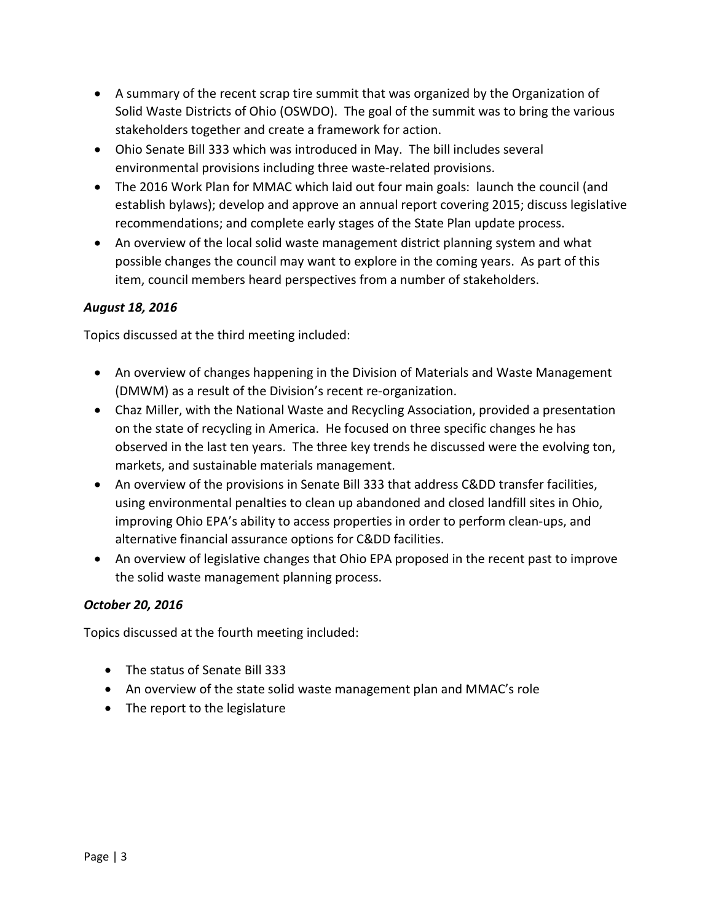- A summary of the recent scrap tire summit that was organized by the Organization of Solid Waste Districts of Ohio (OSWDO). The goal of the summit was to bring the various stakeholders together and create a framework for action.
- Ohio Senate Bill 333 which was introduced in May. The bill includes several environmental provisions including three waste-related provisions.
- The 2016 Work Plan for MMAC which laid out four main goals: launch the council (and establish bylaws); develop and approve an annual report covering 2015; discuss legislative recommendations; and complete early stages of the State Plan update process.
- An overview of the local solid waste management district planning system and what possible changes the council may want to explore in the coming years. As part of this item, council members heard perspectives from a number of stakeholders.

***August 18, 2016***

Topics discussed at the third meeting included:

- An overview of changes happening in the Division of Materials and Waste Management (DMWM) as a result of the Division's recent re-organization.
- Chaz Miller, with the National Waste and Recycling Association, provided a presentation on the state of recycling in America. He focused on three specific changes he has observed in the last ten years. The three key trends he discussed were the evolving ton, markets, and sustainable materials management.
- An overview of the provisions in Senate Bill 333 that address C&DD transfer facilities, using environmental penalties to clean up abandoned and closed landfill sites in Ohio, improving Ohio EPA's ability to access properties in order to perform clean-ups, and alternative financial assurance options for C&DD facilities.
- An overview of legislative changes that Ohio EPA proposed in the recent past to improve the solid waste management planning process.

***October 20, 2016***

Topics discussed at the fourth meeting included:

- The status of Senate Bill 333
- An overview of the state solid waste management plan and MMAC's role
- The report to the legislature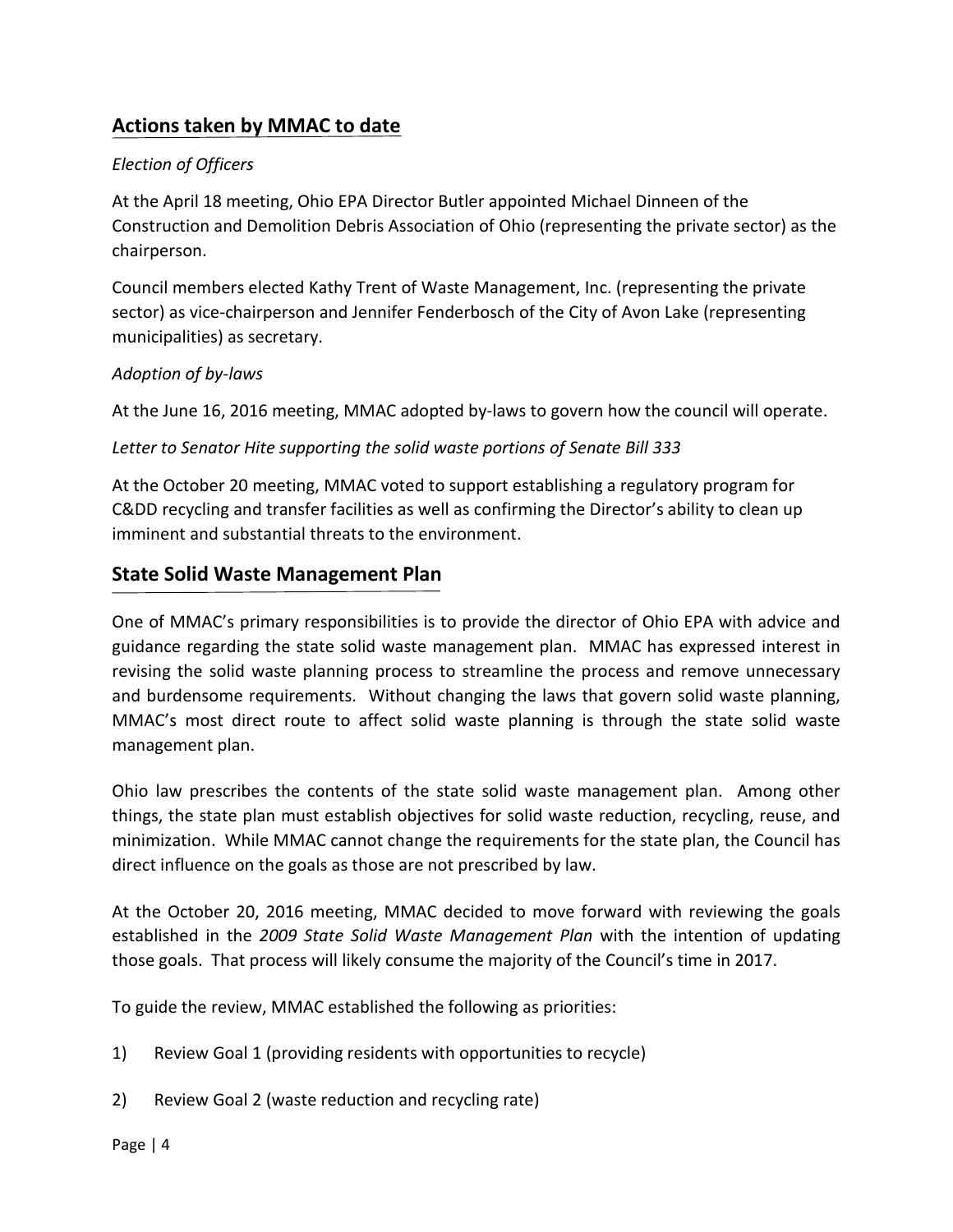## Actions taken by MMAC to date

*Election of Officers*

At the April 18 meeting, Ohio EPA Director Butler appointed Michael Dinneen of the Construction and Demolition Debris Association of Ohio (representing the private sector) as the chairperson.

Council members elected Kathy Trent of Waste Management, Inc. (representing the private sector) as vice-chairperson and Jennifer Fenderbosch of the City of Avon Lake (representing municipalities) as secretary.

*Adoption of by-laws*

At the June 16, 2016 meeting, MMAC adopted by-laws to govern how the council will operate.

*Letter to Senator Hite supporting the solid waste portions of Senate Bill 333*

At the October 20 meeting, MMAC voted to support establishing a regulatory program for C&DD recycling and transfer facilities as well as confirming the Director's ability to clean up imminent and substantial threats to the environment.

## State Solid Waste Management Plan

One of MMAC's primary responsibilities is to provide the director of Ohio EPA with advice and guidance regarding the state solid waste management plan. MMAC has expressed interest in revising the solid waste planning process to streamline the process and remove unnecessary and burdensome requirements. Without changing the laws that govern solid waste planning, MMAC's most direct route to affect solid waste planning is through the state solid waste management plan.

Ohio law prescribes the contents of the state solid waste management plan. Among other things, the state plan must establish objectives for solid waste reduction, recycling, reuse, and minimization. While MMAC cannot change the requirements for the state plan, the Council has direct influence on the goals as those are not prescribed by law.

At the October 20, 2016 meeting, MMAC decided to move forward with reviewing the goals established in the *2009 State Solid Waste Management Plan* with the intention of updating those goals. That process will likely consume the majority of the Council's time in 2017.

To guide the review, MMAC established the following as priorities:

1) Review Goal 1 (providing residents with opportunities to recycle)

2) Review Goal 2 (waste reduction and recycling rate)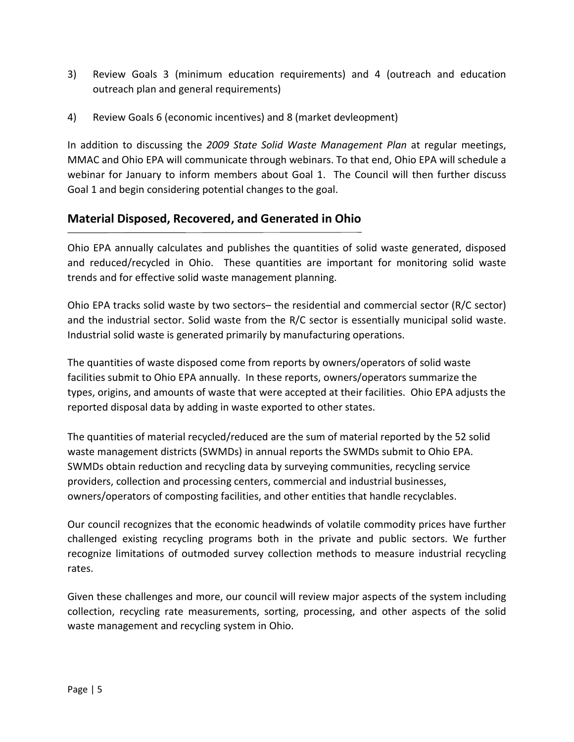3) Review Goals 3 (minimum education requirements) and 4 (outreach and education outreach plan and general requirements)

4) Review Goals 6 (economic incentives) and 8 (market devleopment)

In addition to discussing the *2009 State Solid Waste Management Plan* at regular meetings, MMAC and Ohio EPA will communicate through webinars. To that end, Ohio EPA will schedule a webinar for January to inform members about Goal 1. The Council will then further discuss Goal 1 and begin considering potential changes to the goal.

## Material Disposed, Recovered, and Generated in Ohio

Ohio EPA annually calculates and publishes the quantities of solid waste generated, disposed and reduced/recycled in Ohio. These quantities are important for monitoring solid waste trends and for effective solid waste management planning.

Ohio EPA tracks solid waste by two sectors– the residential and commercial sector (R/C sector) and the industrial sector. Solid waste from the R/C sector is essentially municipal solid waste. Industrial solid waste is generated primarily by manufacturing operations.

The quantities of waste disposed come from reports by owners/operators of solid waste facilities submit to Ohio EPA annually. In these reports, owners/operators summarize the types, origins, and amounts of waste that were accepted at their facilities. Ohio EPA adjusts the reported disposal data by adding in waste exported to other states.

The quantities of material recycled/reduced are the sum of material reported by the 52 solid waste management districts (SWMDs) in annual reports the SWMDs submit to Ohio EPA. SWMDs obtain reduction and recycling data by surveying communities, recycling service providers, collection and processing centers, commercial and industrial businesses, owners/operators of composting facilities, and other entities that handle recyclables.

Our council recognizes that the economic headwinds of volatile commodity prices have further challenged existing recycling programs both in the private and public sectors. We further recognize limitations of outmoded survey collection methods to measure industrial recycling rates.

Given these challenges and more, our council will review major aspects of the system including collection, recycling rate measurements, sorting, processing, and other aspects of the solid waste management and recycling system in Ohio.